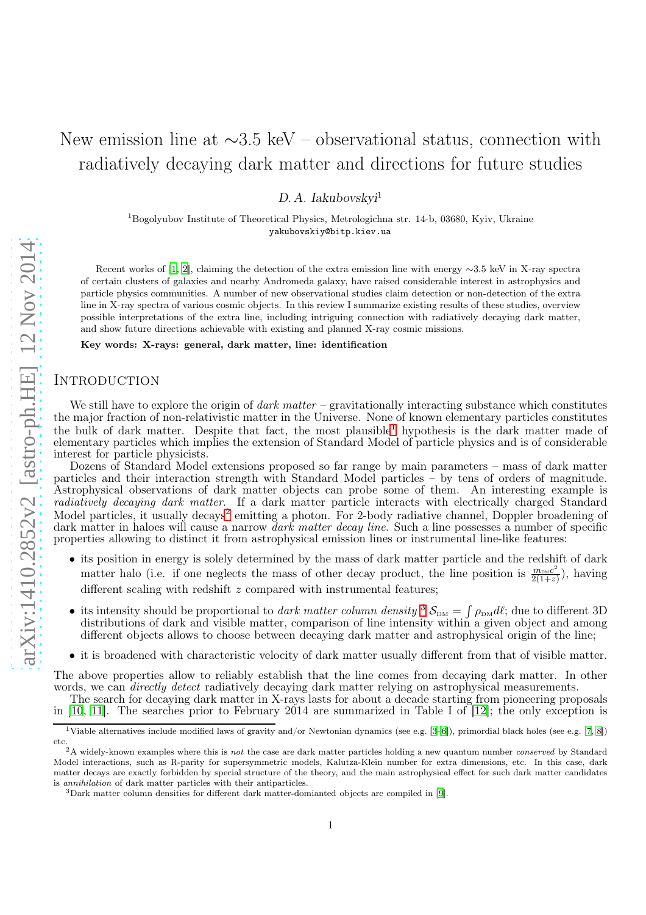# New emission line at ∼3.5 keV – observational status, connection with radiatively decaying dark matter and directions for future studies

*D. A. Iakubovskyi*[1]

[1]Bogolyubov Institute of Theoretical Physics, Metrologichna str. 14-b, 03680, Kyiv, Ukraine
yakubovskiy@bitp.kiev.ua

Recent works of [1, 2], claiming the detection of the extra emission line with energy ∼3.5 keV in X-ray spectra of certain clusters of galaxies and nearby Andromeda galaxy, have raised considerable interest in astrophysics and particle physics communities. A number of new observational studies claim detection or non-detection of the extra line in X-ray spectra of various cosmic objects. In this review I summarize existing results of these studies, overview possible interpretations of the extra line, including intriguing connection with radiatively decaying dark matter, and show future directions achievable with existing and planned X-ray cosmic missions.

**Key words: X-rays: general, dark matter, line: identification**

## Introduction

We still have to explore the origin of *dark matter* – gravitationally interacting substance which constitutes the major fraction of non-relativistic matter in the Universe. None of known elementary particles constitutes the bulk of dark matter. Despite that fact, the most plausible[1] hypothesis is the dark matter made of elementary particles which implies the extension of Standard Model of particle physics and is of considerable interest for particle physicists.

Dozens of Standard Model extensions proposed so far range by main parameters – mass of dark matter particles and their interaction strength with Standard Model particles – by tens of orders of magnitude. Astrophysical observations of dark matter objects can probe some of them. An interesting example is *radiatively decaying dark matter*. If a dark matter particle interacts with electrically charged Standard Model particles, it usually decays[2] emitting a photon. For 2-body radiative channel, Doppler broadening of dark matter in haloes will cause a narrow *dark matter decay line*. Such a line possesses a number of specific properties allowing to distinct it from astrophysical emission lines or instrumental line-like features:

- its position in energy is solely determined by the mass of dark matter particle and the redshift of dark matter halo (i.e. if one neglects the mass of other decay product, the line position is $\frac{m_{\rm DM}c^2}{2(1+z)}$), having different scaling with redshift $z$ compared with instrumental features;
- its intensity should be proportional to *dark matter column density*[3] $\mathcal{S}_{\rm DM} = \int \rho_{\rm DM} d\ell$; due to different 3D distributions of dark and visible matter, comparison of line intensity within a given object and among different objects allows to choose between decaying dark matter and astrophysical origin of the line;
- it is broadened with characteristic velocity of dark matter usually different from that of visible matter.

The above properties allow to reliably establish that the line comes from decaying dark matter. In other words, we can *directly detect* radiatively decaying dark matter relying on astrophysical measurements.

The search for decaying dark matter in X-rays lasts for about a decade starting from pioneering proposals in [10, 11]. The searches prior to February 2014 are summarized in Table I of [12]; the only exception is

[1]Viable alternatives include modified laws of gravity and/or Newtonian dynamics (see e.g. [3–6]), primordial black holes (see e.g. [7, 8]) etc.

[2]A widely-known examples where this is *not* the case are dark matter particles holding a new quantum number *conserved* by Standard Model interactions, such as R-parity for supersymmetric models, Kalutza-Klein number for extra dimensions, etc. In this case, dark matter decays are exactly forbidden by special structure of the theory, and the main astrophysical effect for such dark matter candidates is *annihilation* of dark matter particles with their antiparticles.

[3]Dark matter column densities for different dark matter-domianted objects are compiled in [9].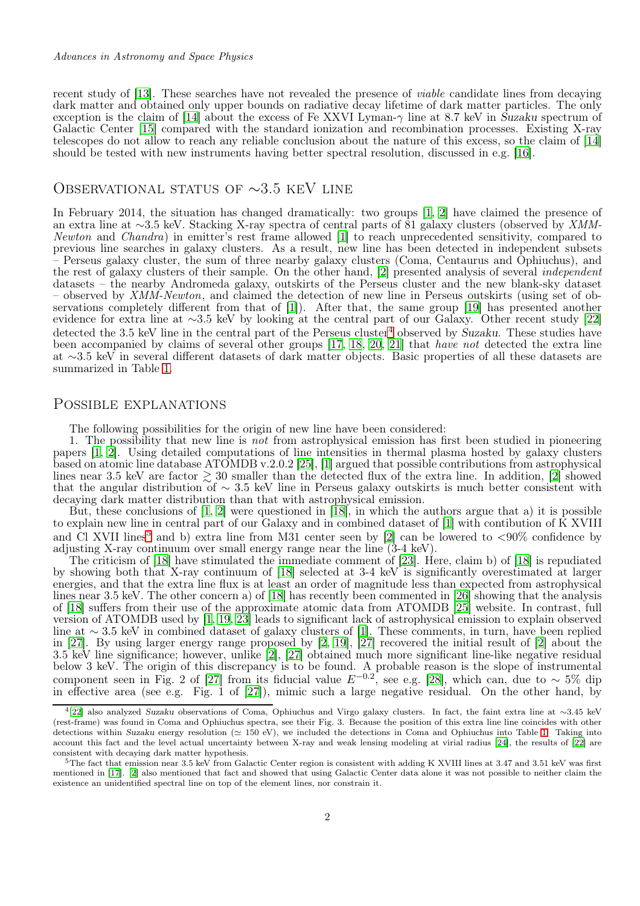recent study of [13]. These searches have not revealed the presence of *viable* candidate lines from decaying dark matter and obtained only upper bounds on radiative decay lifetime of dark matter particles. The only exception is the claim of [14] about the excess of Fe XXVI Lyman-$\gamma$ line at 8.7 keV in *Suzaku* spectrum of Galactic Center [15] compared with the standard ionization and recombination processes. Existing X-ray telescopes do not allow to reach any reliable conclusion about the nature of this excess, so the claim of [14] should be tested with new instruments having better spectral resolution, discussed in e.g. [16].

## Observational status of ∼3.5 keV line

In February 2014, the situation has changed dramatically: two groups [1, 2] have claimed the presence of an extra line at ∼3.5 keV. Stacking X-ray spectra of central parts of 81 galaxy clusters (observed by *XMM-Newton* and *Chandra*) in emitter's rest frame allowed [1] to reach unprecedented sensitivity, compared to previous line searches in galaxy clusters. As a result, new line has been detected in independent subsets – Perseus galaxy cluster, the sum of three nearby galaxy clusters (Coma, Centaurus and Ophiuchus), and the rest of galaxy clusters of their sample. On the other hand, [2] presented analysis of several *independent* datasets – the nearby Andromeda galaxy, outskirts of the Perseus cluster and the new blank-sky dataset – observed by *XMM-Newton*, and claimed the detection of new line in Perseus outskirts (using set of observations completely different from that of [1]). After that, the same group [19] has presented another evidence for extra line at ∼3.5 keV by looking at the central part of our Galaxy. Other recent study [22] detected the 3.5 keV line in the central part of the Perseus cluster[4] observed by *Suzaku*. These studies have been accompanied by claims of several other groups [17, 18, 20, 21] that *have not* detected the extra line at ∼3.5 keV in several different datasets of dark matter objects. Basic properties of all these datasets are summarized in Table 1.

## Possible explanations

The following possibilities for the origin of new line have been considered:

1. The possibility that new line is *not* from astrophysical emission has first been studied in pioneering papers [1, 2]. Using detailed computations of line intensities in thermal plasma hosted by galaxy clusters based on atomic line database ATOMDB v.2.0.2 [25], [1] argued that possible contributions from astrophysical lines near 3.5 keV are factor $\gtrsim 30$ smaller than the detected flux of the extra line. In addition, [2] showed that the angular distribution of $\sim$ 3.5 keV line in Perseus galaxy outskirts is much better consistent with decaying dark matter distribution than that with astrophysical emission.

But, these conclusions of [1, 2] were questioned in [18], in which the authors argue that a) it is possible to explain new line in central part of our Galaxy and in combined dataset of [1] with contibution of K XVIII and Cl XVII lines[5] and b) extra line from M31 center seen by [2] can be lowered to <90% confidence by adjusting X-ray continuum over small energy range near the line (3-4 keV).

The criticism of [18] have stimulated the immediate comment of [23]. Here, claim b) of [18] is repudiated by showing both that X-ray continuum of [18] selected at 3-4 keV is significantly overestimated at larger energies, and that the extra line flux is at least an order of magnitude less than expected from astrophysical lines near 3.5 keV. The other concern a) of [18] has recently been commented in [26] showing that the analysis of [18] suffers from their use of the approximate atomic data from ATOMDB [25] website. In contrast, full version of ATOMDB used by [1, 19, 23] leads to significant lack of astrophysical emission to explain observed line at $\sim$ 3.5 keV in combined dataset of galaxy clusters of [1]. These comments, in turn, have been replied in [27]. By using larger energy range proposed by [2, 19], [27] recovered the initial result of [2] about the 3.5 keV line significance; however, unlike [2], [27] obtained much more significant line-like negative residual below 3 keV. The origin of this discrepancy is to be found. A probable reason is the slope of instrumental component seen in Fig. 2 of [27] from its fiducial value $E^{-0.2}$, see e.g. [28], which can, due to $\sim$ 5% dip in effective area (see e.g. Fig. 1 of [27]), mimic such a large negative residual. On the other hand, by

[4] [22] also analyzed *Suzaku* observations of Coma, Ophiuchus and Virgo galaxy clusters. In fact, the faint extra line at ∼3.45 keV (rest-frame) was found in Coma and Ophiuchus spectra, see their Fig. 3. Because the position of this extra line line coincides with other detections within *Suzaku* energy resolution ($\simeq$ 150 eV), we included the detections in Coma and Ophiuchus into Table 1. Taking into account this fact and the level actual uncertainty between X-ray and weak lensing modeling at virial radius [24], the results of [22] are consistent with decaying dark matter hypothesis.

[5] The fact that emission near 3.5 keV from Galactic Center region is consistent with adding K XVIII lines at 3.47 and 3.51 keV was first mentioned in [17]. [2] also mentioned that fact and showed that using Galactic Center data alone it was not possible to neither claim the existence an unidentified spectral line on top of the element lines, nor constrain it.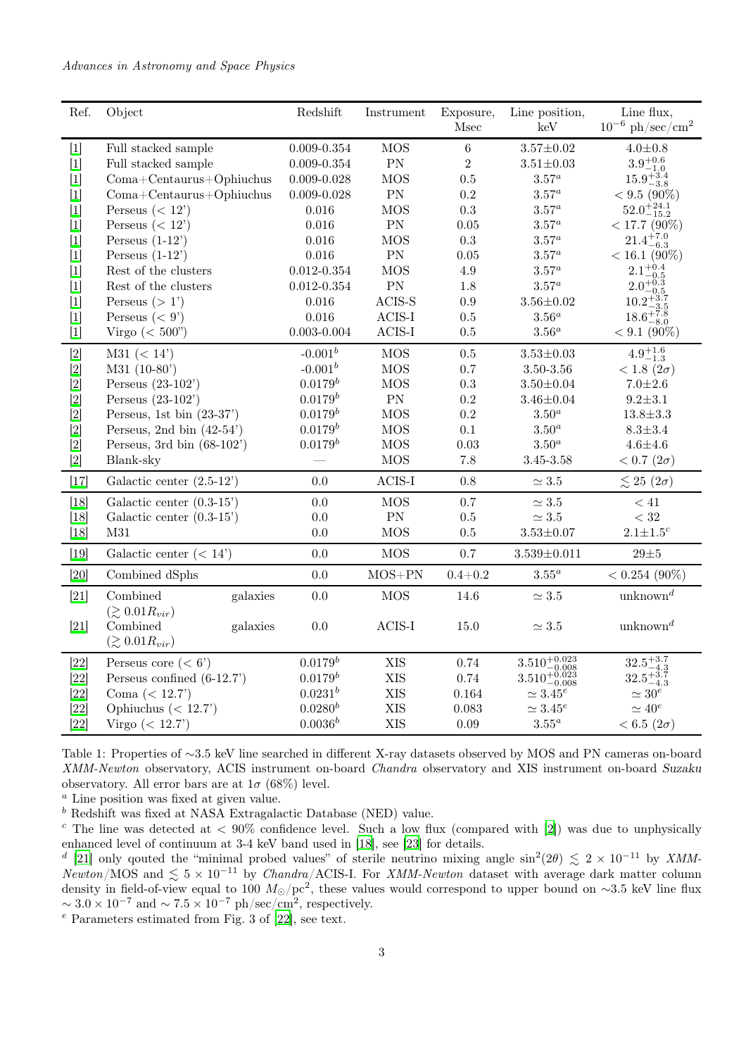| Ref. | Object | Redshift | Instrument | Exposure, Msec | Line position, keV | Line flux, $10^{-6}$ ph/sec/cm$^2$ |
|---|---|---|---|---|---|---|
| [1] | Full stacked sample | 0.009-0.354 | MOS | 6 | 3.57±0.02 | 4.0±0.8 |
| [1] | Full stacked sample | 0.009-0.354 | PN | 2 | 3.51±0.03 | $3.9^{+0.6}_{-1.0}$ |
| [1] | Coma+Centaurus+Ophiuchus | 0.009-0.028 | MOS | 0.5 | $3.57^a$ | $15.9^{+3.4}_{-3.8}$ |
| [1] | Coma+Centaurus+Ophiuchus | 0.009-0.028 | PN | 0.2 | $3.57^a$ | < 9.5 (90%) |
| [1] | Perseus (< 12') | 0.016 | MOS | 0.3 | $3.57^a$ | $52.0^{+24.1}_{-15.2}$ |
| [1] | Perseus (< 12') | 0.016 | PN | 0.05 | $3.57^a$ | < 17.7 (90%) |
| [1] | Perseus (1-12') | 0.016 | MOS | 0.3 | $3.57^a$ | $21.4^{+7.0}_{-6.3}$ |
| [1] | Perseus (1-12') | 0.016 | PN | 0.05 | $3.57^a$ | < 16.1 (90%) |
| [1] | Rest of the clusters | 0.012-0.354 | MOS | 4.9 | $3.57^a$ | $2.1^{+0.4}_{-0.5}$ |
| [1] | Rest of the clusters | 0.012-0.354 | PN | 1.8 | $3.57^a$ | $2.0^{+0.3}_{-0.5}$ |
| [1] | Perseus (> 1') | 0.016 | ACIS-S | 0.9 | 3.56±0.02 | $10.2^{+3.7}_{-3.5}$ |
| [1] | Perseus (< 9') | 0.016 | ACIS-I | 0.5 | $3.56^a$ | $18.6^{+7.8}_{-8.0}$ |
| [1] | Virgo (< 500") | 0.003-0.004 | ACIS-I | 0.5 | $3.56^a$ | < 9.1 (90%) |
| [2] | M31 (< 14') | $-0.001^b$ | MOS | 0.5 | 3.53±0.03 | $4.9^{+1.6}_{-1.3}$ |
| [2] | M31 (10-80') | $-0.001^b$ | MOS | 0.7 | 3.50-3.56 | < 1.8 ($2\sigma$) |
| [2] | Perseus (23-102') | $0.0179^b$ | MOS | 0.3 | 3.50±0.04 | 7.0±2.6 |
| [2] | Perseus (23-102') | $0.0179^b$ | PN | 0.2 | 3.46±0.04 | 9.2±3.1 |
| [2] | Perseus, 1st bin (23-37') | $0.0179^b$ | MOS | 0.2 | $3.50^a$ | 13.8±3.3 |
| [2] | Perseus, 2nd bin (42-54') | $0.0179^b$ | MOS | 0.1 | $3.50^a$ | 8.3±3.4 |
| [2] | Perseus, 3rd bin (68-102') | $0.0179^b$ | MOS | 0.03 | $3.50^a$ | 4.6±4.6 |
| [2] | Blank-sky | — | MOS | 7.8 | 3.45-3.58 | < 0.7 ($2\sigma$) |
| [17] | Galactic center (2.5-12') | 0.0 | ACIS-I | 0.8 | ≃ 3.5 | ≲ 25 ($2\sigma$) |
| [18] | Galactic center (0.3-15') | 0.0 | MOS | 0.7 | ≃ 3.5 | < 41 |
| [18] | Galactic center (0.3-15') | 0.0 | PN | 0.5 | ≃ 3.5 | < 32 |
| [18] | M31 | 0.0 | MOS | 0.5 | 3.53±0.07 | $2.1\pm1.5^c$ |
| [19] | Galactic center (< 14') | 0.0 | MOS | 0.7 | 3.539±0.011 | 29±5 |
| [20] | Combined dSphs | 0.0 | MOS+PN | 0.4+0.2 | $3.55^a$ | < 0.254 (90%) |
| [21] | Combined galaxies ($\gtrsim 0.01R_{vir}$) | 0.0 | MOS | 14.6 | ≃ 3.5 | unknown$^d$ |
| [21] | Combined galaxies ($\gtrsim 0.01R_{vir}$) | 0.0 | ACIS-I | 15.0 | ≃ 3.5 | unknown$^d$ |
| [22] | Perseus core (< 6') | $0.0179^b$ | XIS | 0.74 | $3.510^{+0.023}_{-0.008}$ | $32.5^{+3.7}_{-4.3}$ |
| [22] | Perseus confined (6-12.7') | $0.0179^b$ | XIS | 0.74 | $3.510^{+0.023}_{-0.008}$ | $32.5^{+3.7}_{-4.3}$ |
| [22] | Coma (< 12.7') | $0.0231^b$ | XIS | 0.164 | $\simeq 3.45^e$ | $\simeq 30^e$ |
| [22] | Ophiuchus (< 12.7') | $0.0280^b$ | XIS | 0.083 | $\simeq 3.45^e$ | $\simeq 40^e$ |
| [22] | Virgo (< 12.7') | $0.0036^b$ | XIS | 0.09 | $3.55^a$ | < 6.5 ($2\sigma$) |

Table 1: Properties of ∼3.5 keV line searched in different X-ray datasets observed by MOS and PN cameras on-board *XMM-Newton* observatory, ACIS instrument on-board *Chandra* observatory and XIS instrument on-board *Suzaku* observatory. All error bars are at $1\sigma$ (68%) level.

$^a$ Line position was fixed at given value.

$^b$ Redshift was fixed at NASA Extragalactic Database (NED) value.

$^c$ The line was detected at < 90% confidence level. Such a low flux (compared with [2]) was due to unphysically enhanced level of continuum at 3-4 keV band used in [18], see [23] for details.

$^d$ [21] only qouted the "minimal probed values" of sterile neutrino mixing angle $\sin^2(2\theta) \lesssim 2 \times 10^{-11}$ by *XMM-Newton*/MOS and $\lesssim 5 \times 10^{-11}$ by *Chandra*/ACIS-I. For *XMM-Newton* dataset with average dark matter column density in field-of-view equal to 100 $M_\odot$/pc$^2$, these values would correspond to upper bound on ∼3.5 keV line flux $\sim 3.0 \times 10^{-7}$ and $\sim 7.5 \times 10^{-7}$ ph/sec/cm$^2$, respectively.

$^e$ Parameters estimated from Fig. 3 of [22], see text.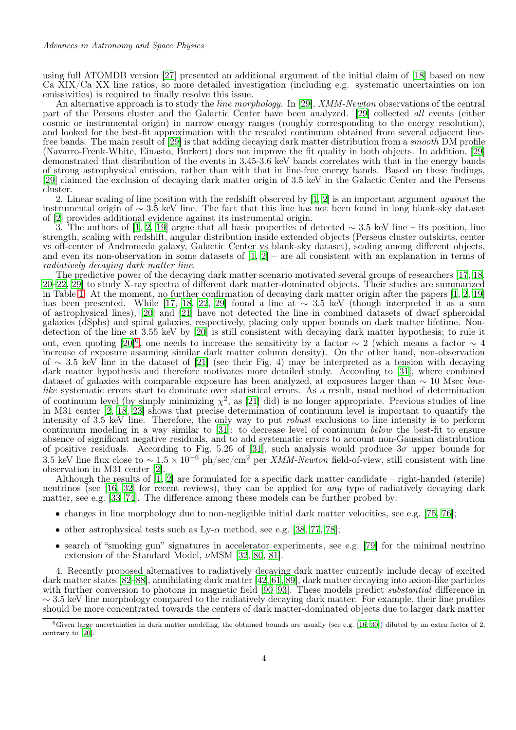using full ATOMDB version [27] presented an additional argument of the initial claim of [18] based on new Ca XIX/Ca XX line ratios, so more detailed investigation (including e.g. systematic uncertainties on ion emissivities) is required to finally resolve this issue.

An alternative approach is to study the *line morphology*. In [29], *XMM-Newton* observations of the central part of the Perseus cluster and the Galactic Center have been analyzed. [29] collected *all* events (either cosmic or instrumental origin) in narrow energy ranges (roughly corresponding to the energy resolution), and looked for the best-fit approximation with the rescaled continuum obtained from several adjacent line-free bands. The main result of [29] is that adding decaying dark matter distribution from a *smooth* DM profile (Navarro-Frenk-White, Einasto, Burkert) does not improve the fit quality in both objects. In addition, [29] demonstrated that distribution of the events in 3.45-3.6 keV bands correlates with that in the energy bands of strong astrophysical emission, rather than with that in line-free energy bands. Based on these findings, [29] claimed the exclusion of decaying dark matter origin of 3.5 keV in the Galactic Center and the Perseus cluster.

2. Linear scaling of line position with the redshift observed by [1, 2] is an important argument *against* the instrumental origin of $\sim 3.5$ keV line. The fact that this line has not been found in long blank-sky dataset of [2] provides additional evidence against its instrumental origin.

3. The authors of [1, 2, 19] argue that all basic properties of detected $\sim 3.5$ keV line – its position, line strength, scaling with redshift, angular distribution inside extended objects (Perseus cluster outskirts, center vs off-center of Andromeda galaxy, Galactic Center vs blank-sky dataset), scaling among different objects, and even its non-observation in some datasets of [1, 2] – are all consistent with an explanation in terms of *radiatively decaying dark matter line*.

The predictive power of the decaying dark matter scenario motivated several groups of researchers [17, 18, 20–22, 29] to study X-ray spectra of different dark matter-dominated objects. Their studies are summarized in Table 1. At the moment, no further confirmation of decaying dark matter origin after the papers [1, 2, 19] has been presented. While [17, 18, 22, 29] found a line at $\sim 3.5$ keV (though interpreted it as a sum of astrophysical lines), [20] and [21] have not detected the line in combined datasets of dwarf spheroidal galaxies (dSphs) and spiral galaxies, respectively, placing only upper bounds on dark matter lifetime. Non-detection of the line at 3.55 keV by [20] is still consistent with decaying dark matter hypothesis; to rule it out, even quoting [20][6], one needs to increase the sensitivity by a factor $\sim 2$ (which means a factor $\sim 4$ increase of exposure assuming similar dark matter column density). On the other hand, non-observation of $\sim 3.5$ keV line in the dataset of [21] (see their Fig. 4) may be interpreted as a tension with decaying dark matter hypothesis and therefore motivates more detailed study. According to [31], where combined dataset of galaxies with comparable exposure has been analyzed, at exposures larger than $\sim 10$ Msec *line-like* systematic errors start to dominate over statistical errors. As a result, usual method of determination of continuum level (by simply minimizing $\chi^2$, as [21] did) is no longer appropriate. Previous studies of line in M31 center [2, 18, 23] shows that precise determination of continuum level is important to quantify the intensity of 3.5 keV line. Therefore, the only way to put *robust* exclusions to line intensity is to perform continuum modeling in a way similar to [31]: to decrease level of continuum *below* the best-fit to ensure absence of significant negative residuals, and to add systematic errors to account non-Gaussian distribution of positive residuals. According to Fig. 5.26 of [31], such analysis would produce $3\sigma$ upper bounds for 3.5 keV line flux close to $\sim 1.5 \times 10^{-6}$ ph/sec/cm$^2$ per *XMM-Newton* field-of-view, still consistent with line observation in M31 center [2].

Although the results of [1, 2] are formulated for a specific dark matter candidate – right-handed (sterile) neutrinos (see [16, 32] for recent reviews), they can be applied for *any* type of radiatively decaying dark matter, see e.g. [33–74]. The difference among these models can be further probed by:

- changes in line morphology due to non-negligible initial dark matter velocities, see e.g. [75, 76];
- other astrophysical tests such as Ly-$\alpha$ method, see e.g. [38, 77, 78];
- search of "smoking gun" signatures in accelerator experiments, see e.g. [79] for the minimal neutrino extension of the Standard Model, $\nu$MSM [32, 80, 81].

4. Recently proposed alternatives to radiatively decaying dark matter currently include decay of excited dark matter states [82–88], annihilating dark matter [42, 61, 89], dark matter decaying into axion-like particles with further conversion to photons in magnetic field [90–93]. These models predict *substantial* difference in $\sim 3.5$ keV line morphology compared to the radiatively decaying dark matter. For example, their line profiles should be more concentrated towards the centers of dark matter-dominated objects due to larger dark matter

[6] Given large uncertainties in dark matter modeling, the obtained bounds are usually (see e.g. [16, 30]) diluted by an extra factor of 2, contrary to [20].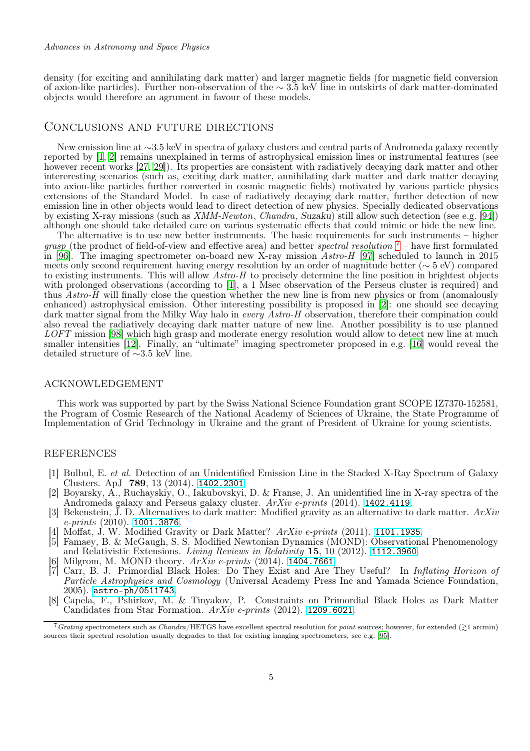density (for exciting and annihilating dark matter) and larger magnetic fields (for magnetic field conversion of axion-like particles). Further non-observation of the $\sim 3.5$ keV line in outskirts of dark matter-dominated objects would therefore an agrument in favour of these models.

## Conclusions and future directions

New emission line at $\sim$3.5 keV in spectra of galaxy clusters and central parts of Andromeda galaxy recently reported by [1, 2] remains unexplained in terms of astrophysical emission lines or instrumental features (see however recent works [27, 29]). Its properties are consistent with radiatively decaying dark matter and other intereresting scenarios (such as, exciting dark matter, annihilating dark matter and dark matter decaying into axion-like particles further converted in cosmic magnetic fields) motivated by various particle physics extensions of the Standard Model. In case of radiatively decaying dark matter, further detection of new emission line in other objects would lead to direct detection of new physics. Specially dedicated observations by existing X-ray missions (such as *XMM-Newton*, *Chandra*, *Suzaku*) still allow such detection (see e.g. [94]) although one should take detailed care on various systematic effects that could mimic or hide the new line.

The alternative is to use new better instruments. The basic requirements for such instruments – higher *grasp* (the product of field-of-view and effective area) and better *spectral resolution* [7] – have first formulated in [96]. The imaging spectrometer on-board new X-ray mission *Astro-H* [97] scheduled to launch in 2015 meets only second requirement having energy resolution by an order of magnitude better ($\sim 5$ eV) compared to existing instruments. This will allow *Astro-H* to precisely determine the line position in brightest objects with prolonged observations (according to [1], a 1 Msec observation of the Perseus cluster is required) and thus *Astro-H* will finally close the question whether the new line is from new physics or from (anomalously enhanced) astrophysical emission. Other interesting possibility is proposed in [2]: one should see decaying dark matter signal from the Milky Way halo in *every Astro-H* observation, therefore their compination could also reveal the radiatively decaying dark matter nature of new line. Another possibility is to use planned *LOFT* mission [98] which high grasp and moderate energy resolution would allow to detect new line at much smaller intensities [12]. Finally, an "ultimate" imaging spectrometer proposed in e.g. [16] would reveal the detailed structure of $\sim$3.5 keV line.

## Acknowledgement

This work was supported by part by the Swiss National Science Foundation grant SCOPE IZ7370-152581, the Program of Cosmic Research of the National Academy of Sciences of Ukraine, the State Programme of Implementation of Grid Technology in Ukraine and the grant of President of Ukraine for young scientists.

## References

[1] Bulbul, E. *et al.* Detection of an Unidentified Emission Line in the Stacked X-Ray Spectrum of Galaxy Clusters. ApJ **789**, 13 (2014). 1402.2301.

[2] Boyarsky, A., Ruchayskiy, O., Iakubovskyi, D. & Franse, J. An unidentified line in X-ray spectra of the Andromeda galaxy and Perseus galaxy cluster. *ArXiv e-prints* (2014). 1402.4119.

[3] Bekenstein, J. D. Alternatives to dark matter: Modified gravity as an alternative to dark matter. *ArXiv e-prints* (2010). 1001.3876.

[4] Moffat, J. W. Modified Gravity or Dark Matter? *ArXiv e-prints* (2011). 1101.1935.

[5] Famaey, B. & McGaugh, S. S. Modified Newtonian Dynamics (MOND): Observational Phenomenology and Relativistic Extensions. *Living Reviews in Relativity* **15**, 10 (2012). 1112.3960.

[6] Milgrom, M. MOND theory. *ArXiv e-prints* (2014). 1404.7661.

[7] Carr, B. J. Primordial Black Holes: Do They Exist and Are They Useful? In *Inflating Horizon of Particle Astrophysics and Cosmology* (Universal Academy Press Inc and Yamada Science Foundation, 2005). astro-ph/0511743.

[8] Capela, F., Pshirkov, M. & Tinyakov, P. Constraints on Primordial Black Holes as Dark Matter Candidates from Star Formation. *ArXiv e-prints* (2012). 1209.6021.

[7] *Grating* spectrometers such as *Chandra*/HETGS have excellent spectral resolution for *point* sources; however, for extended ($\gtrsim$1 arcmin) sources their spectral resolution usually degrades to that for existing imaging spectrometers, see e.g. [95].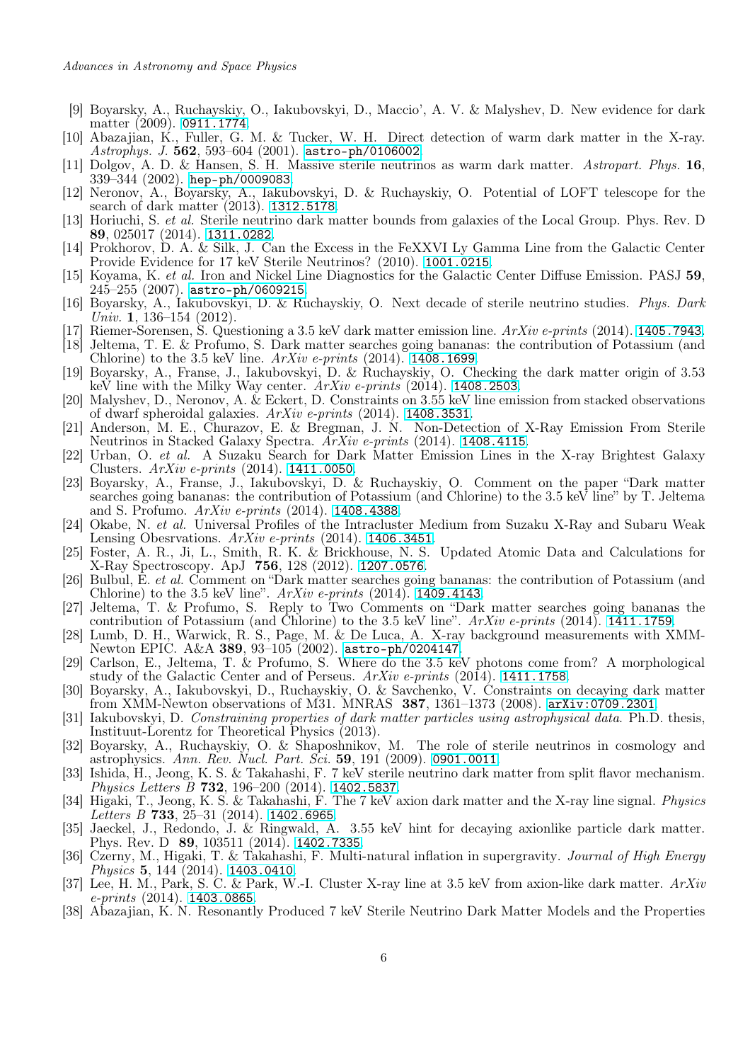[9] Boyarsky, A., Ruchayskiy, O., Iakubovskyi, D., Maccio', A. V. & Malyshev, D. New evidence for dark matter (2009). 0911.1774.

[10] Abazajian, K., Fuller, G. M. & Tucker, W. H. Direct detection of warm dark matter in the X-ray. *Astrophys. J.* **562**, 593–604 (2001). astro-ph/0106002.

[11] Dolgov, A. D. & Hansen, S. H. Massive sterile neutrinos as warm dark matter. *Astropart. Phys.* **16**, 339–344 (2002). hep-ph/0009083.

[12] Neronov, A., Boyarsky, A., Iakubovskyi, D. & Ruchayskiy, O. Potential of LOFT telescope for the search of dark matter (2013). 1312.5178.

[13] Horiuchi, S. *et al.* Sterile neutrino dark matter bounds from galaxies of the Local Group. Phys. Rev. D **89**, 025017 (2014). 1311.0282.

[14] Prokhorov, D. A. & Silk, J. Can the Excess in the FeXXVI Ly Gamma Line from the Galactic Center Provide Evidence for 17 keV Sterile Neutrinos? (2010). 1001.0215.

[15] Koyama, K. *et al.* Iron and Nickel Line Diagnostics for the Galactic Center Diffuse Emission. PASJ **59**, 245–255 (2007). astro-ph/0609215.

[16] Boyarsky, A., Iakubovskyi, D. & Ruchayskiy, O. Next decade of sterile neutrino studies. *Phys. Dark Univ.* **1**, 136–154 (2012).

[17] Riemer-Sorensen, S. Questioning a 3.5 keV dark matter emission line. *ArXiv e-prints* (2014). 1405.7943.

[18] Jeltema, T. E. & Profumo, S. Dark matter searches going bananas: the contribution of Potassium (and Chlorine) to the 3.5 keV line. *ArXiv e-prints* (2014). 1408.1699.

[19] Boyarsky, A., Franse, J., Iakubovskyi, D. & Ruchayskiy, O. Checking the dark matter origin of 3.53 keV line with the Milky Way center. *ArXiv e-prints* (2014). 1408.2503.

[20] Malyshev, D., Neronov, A. & Eckert, D. Constraints on 3.55 keV line emission from stacked observations of dwarf spheroidal galaxies. *ArXiv e-prints* (2014). 1408.3531.

[21] Anderson, M. E., Churazov, E. & Bregman, J. N. Non-Detection of X-Ray Emission From Sterile Neutrinos in Stacked Galaxy Spectra. *ArXiv e-prints* (2014). 1408.4115.

[22] Urban, O. *et al.* A Suzaku Search for Dark Matter Emission Lines in the X-ray Brightest Galaxy Clusters. *ArXiv e-prints* (2014). 1411.0050.

[23] Boyarsky, A., Franse, J., Iakubovskyi, D. & Ruchayskiy, O. Comment on the paper "Dark matter searches going bananas: the contribution of Potassium (and Chlorine) to the 3.5 keV line" by T. Jeltema and S. Profumo. *ArXiv e-prints* (2014). 1408.4388.

[24] Okabe, N. *et al.* Universal Profiles of the Intracluster Medium from Suzaku X-Ray and Subaru Weak Lensing Obesrvations. *ArXiv e-prints* (2014). 1406.3451.

[25] Foster, A. R., Ji, L., Smith, R. K. & Brickhouse, N. S. Updated Atomic Data and Calculations for X-Ray Spectroscopy. ApJ **756**, 128 (2012). 1207.0576.

[26] Bulbul, E. *et al.* Comment on "Dark matter searches going bananas: the contribution of Potassium (and Chlorine) to the 3.5 keV line". *ArXiv e-prints* (2014). 1409.4143.

[27] Jeltema, T. & Profumo, S. Reply to Two Comments on "Dark matter searches going bananas the contribution of Potassium (and Chlorine) to the 3.5 keV line". *ArXiv e-prints* (2014). 1411.1759.

[28] Lumb, D. H., Warwick, R. S., Page, M. & De Luca, A. X-ray background measurements with XMM-Newton EPIC. A&A **389**, 93–105 (2002). astro-ph/0204147.

[29] Carlson, E., Jeltema, T. & Profumo, S. Where do the 3.5 keV photons come from? A morphological study of the Galactic Center and of Perseus. *ArXiv e-prints* (2014). 1411.1758.

[30] Boyarsky, A., Iakubovskyi, D., Ruchayskiy, O. & Savchenko, V. Constraints on decaying dark matter from XMM-Newton observations of M31. MNRAS **387**, 1361–1373 (2008). arXiv:0709.2301.

[31] Iakubovskyi, D. *Constraining properties of dark matter particles using astrophysical data*. Ph.D. thesis, Instituut-Lorentz for Theoretical Physics (2013).

[32] Boyarsky, A., Ruchayskiy, O. & Shaposhnikov, M. The role of sterile neutrinos in cosmology and astrophysics. *Ann. Rev. Nucl. Part. Sci.* **59**, 191 (2009). 0901.0011.

[33] Ishida, H., Jeong, K. S. & Takahashi, F. 7 keV sterile neutrino dark matter from split flavor mechanism. *Physics Letters B* **732**, 196–200 (2014). 1402.5837.

[34] Higaki, T., Jeong, K. S. & Takahashi, F. The 7 keV axion dark matter and the X-ray line signal. *Physics Letters B* **733**, 25–31 (2014). 1402.6965.

[35] Jaeckel, J., Redondo, J. & Ringwald, A. 3.55 keV hint for decaying axionlike particle dark matter. Phys. Rev. D **89**, 103511 (2014). 1402.7335.

[36] Czerny, M., Higaki, T. & Takahashi, F. Multi-natural inflation in supergravity. *Journal of High Energy Physics* **5**, 144 (2014). 1403.0410.

[37] Lee, H. M., Park, S. C. & Park, W.-I. Cluster X-ray line at 3.5 keV from axion-like dark matter. *ArXiv e-prints* (2014). 1403.0865.

[38] Abazajian, K. N. Resonantly Produced 7 keV Sterile Neutrino Dark Matter Models and the Properties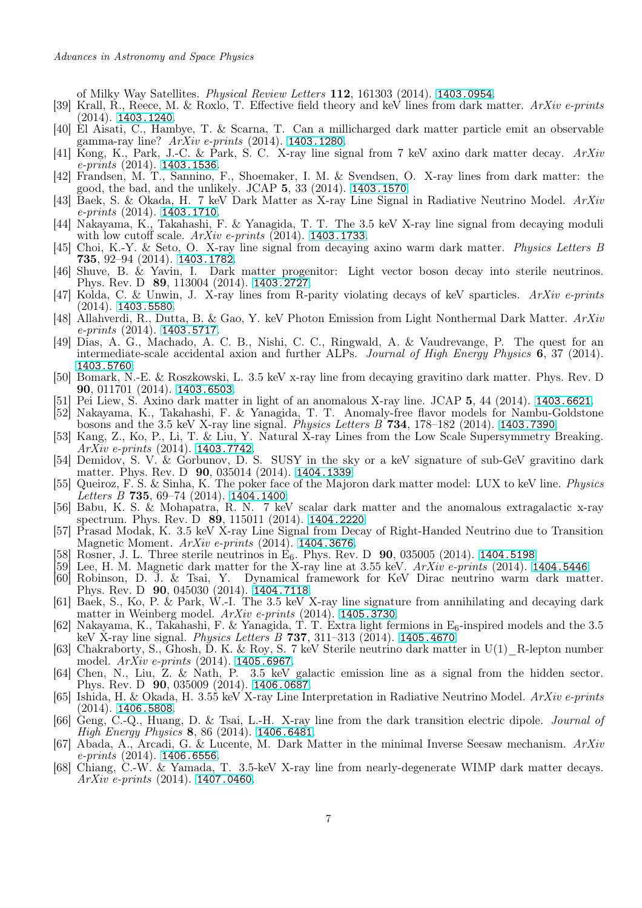of Milky Way Satellites. *Physical Review Letters* **112**, 161303 (2014). 1403.0954.

[39] Krall, R., Reece, M. & Roxlo, T. Effective field theory and keV lines from dark matter. *ArXiv e-prints* (2014). 1403.1240.

[40] El Aisati, C., Hambye, T. & Scarna, T. Can a millicharged dark matter particle emit an observable gamma-ray line? *ArXiv e-prints* (2014). 1403.1280.

[41] Kong, K., Park, J.-C. & Park, S. C. X-ray line signal from 7 keV axino dark matter decay. *ArXiv e-prints* (2014). 1403.1536.

[42] Frandsen, M. T., Sannino, F., Shoemaker, I. M. & Svendsen, O. X-ray lines from dark matter: the good, the bad, and the unlikely. JCAP **5**, 33 (2014). 1403.1570.

[43] Baek, S. & Okada, H. 7 keV Dark Matter as X-ray Line Signal in Radiative Neutrino Model. *ArXiv e-prints* (2014). 1403.1710.

[44] Nakayama, K., Takahashi, F. & Yanagida, T. T. The 3.5 keV X-ray line signal from decaying moduli with low cutoff scale. *ArXiv e-prints* (2014). 1403.1733.

[45] Choi, K.-Y. & Seto, O. X-ray line signal from decaying axino warm dark matter. *Physics Letters B* **735**, 92–94 (2014). 1403.1782.

[46] Shuve, B. & Yavin, I. Dark matter progenitor: Light vector boson decay into sterile neutrinos. Phys. Rev. D **89**, 113004 (2014). 1403.2727.

[47] Kolda, C. & Unwin, J. X-ray lines from R-parity violating decays of keV sparticles. *ArXiv e-prints* (2014). 1403.5580.

[48] Allahverdi, R., Dutta, B. & Gao, Y. keV Photon Emission from Light Nonthermal Dark Matter. *ArXiv e-prints* (2014). 1403.5717.

[49] Dias, A. G., Machado, A. C. B., Nishi, C. C., Ringwald, A. & Vaudrevange, P. The quest for an intermediate-scale accidental axion and further ALPs. *Journal of High Energy Physics* **6**, 37 (2014). 1403.5760.

[50] Bomark, N.-E. & Roszkowski, L. 3.5 keV x-ray line from decaying gravitino dark matter. Phys. Rev. D **90**, 011701 (2014). 1403.6503.

[51] Pei Liew, S. Axino dark matter in light of an anomalous X-ray line. JCAP **5**, 44 (2014). 1403.6621.

[52] Nakayama, K., Takahashi, F. & Yanagida, T. T. Anomaly-free flavor models for Nambu-Goldstone bosons and the 3.5 keV X-ray line signal. *Physics Letters B* **734**, 178–182 (2014). 1403.7390.

[53] Kang, Z., Ko, P., Li, T. & Liu, Y. Natural X-ray Lines from the Low Scale Supersymmetry Breaking. *ArXiv e-prints* (2014). 1403.7742.

[54] Demidov, S. V. & Gorbunov, D. S. SUSY in the sky or a keV signature of sub-GeV gravitino dark matter. Phys. Rev. D **90**, 035014 (2014). 1404.1339.

[55] Queiroz, F. S. & Sinha, K. The poker face of the Majoron dark matter model: LUX to keV line. *Physics Letters B* **735**, 69–74 (2014). 1404.1400.

[56] Babu, K. S. & Mohapatra, R. N. 7 keV scalar dark matter and the anomalous extragalactic x-ray spectrum. Phys. Rev. D **89**, 115011 (2014). 1404.2220.

[57] Prasad Modak, K. 3.5 keV X-ray Line Signal from Decay of Right-Handed Neutrino due to Transition Magnetic Moment. *ArXiv e-prints* (2014). 1404.3676.

[58] Rosner, J. L. Three sterile neutrinos in $E_6$. Phys. Rev. D **90**, 035005 (2014). 1404.5198.

[59] Lee, H. M. Magnetic dark matter for the X-ray line at 3.55 keV. *ArXiv e-prints* (2014). 1404.5446.

[60] Robinson, D. J. & Tsai, Y. Dynamical framework for KeV Dirac neutrino warm dark matter. Phys. Rev. D **90**, 045030 (2014). 1404.7118.

[61] Baek, S., Ko, P. & Park, W.-I. The 3.5 keV X-ray line signature from annihilating and decaying dark matter in Weinberg model. *ArXiv e-prints* (2014). 1405.3730.

[62] Nakayama, K., Takahashi, F. & Yanagida, T. T. Extra light fermions in $E_6$-inspired models and the 3.5 keV X-ray line signal. *Physics Letters B* **737**, 311–313 (2014). 1405.4670.

[63] Chakraborty, S., Ghosh, D. K. & Roy, S. 7 keV Sterile neutrino dark matter in U(1)_R-lepton number model. *ArXiv e-prints* (2014). 1405.6967.

[64] Chen, N., Liu, Z. & Nath, P. 3.5 keV galactic emission line as a signal from the hidden sector. Phys. Rev. D **90**, 035009 (2014). 1406.0687.

[65] Ishida, H. & Okada, H. 3.55 keV X-ray Line Interpretation in Radiative Neutrino Model. *ArXiv e-prints* (2014). 1406.5808.

[66] Geng, C.-Q., Huang, D. & Tsai, L.-H. X-ray line from the dark transition electric dipole. *Journal of High Energy Physics* **8**, 86 (2014). 1406.6481.

[67] Abada, A., Arcadi, G. & Lucente, M. Dark Matter in the minimal Inverse Seesaw mechanism. *ArXiv e-prints* (2014). 1406.6556.

[68] Chiang, C.-W. & Yamada, T. 3.5-keV X-ray line from nearly-degenerate WIMP dark matter decays. *ArXiv e-prints* (2014). 1407.0460.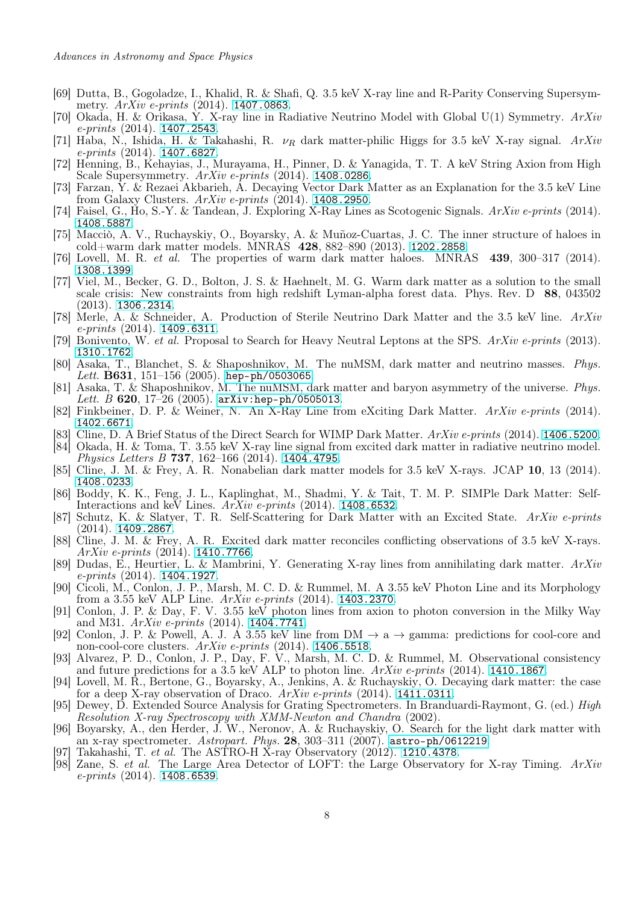[69] Dutta, B., Gogoladze, I., Khalid, R. & Shafi, Q. 3.5 keV X-ray line and R-Parity Conserving Supersymmetry. *ArXiv e-prints* (2014). 1407.0863.

[70] Okada, H. & Orikasa, Y. X-ray line in Radiative Neutrino Model with Global U(1) Symmetry. *ArXiv e-prints* (2014). 1407.2543.

[71] Haba, N., Ishida, H. & Takahashi, R. $\nu_R$ dark matter-philic Higgs for 3.5 keV X-ray signal. *ArXiv e-prints* (2014). 1407.6827.

[72] Henning, B., Kehayias, J., Murayama, H., Pinner, D. & Yanagida, T. T. A keV String Axion from High Scale Supersymmetry. *ArXiv e-prints* (2014). 1408.0286.

[73] Farzan, Y. & Rezaei Akbarieh, A. Decaying Vector Dark Matter as an Explanation for the 3.5 keV Line from Galaxy Clusters. *ArXiv e-prints* (2014). 1408.2950.

[74] Faisel, G., Ho, S.-Y. & Tandean, J. Exploring X-Ray Lines as Scotogenic Signals. *ArXiv e-prints* (2014). 1408.5887.

[75] Macciò, A. V., Ruchayskiy, O., Boyarsky, A. & Muñoz-Cuartas, J. C. The inner structure of haloes in cold+warm dark matter models. MNRAS **428**, 882–890 (2013). 1202.2858.

[76] Lovell, M. R. *et al.* The properties of warm dark matter haloes. MNRAS **439**, 300–317 (2014). 1308.1399.

[77] Viel, M., Becker, G. D., Bolton, J. S. & Haehnelt, M. G. Warm dark matter as a solution to the small scale crisis: New constraints from high redshift Lyman-alpha forest data. Phys. Rev. D **88**, 043502 (2013). 1306.2314.

[78] Merle, A. & Schneider, A. Production of Sterile Neutrino Dark Matter and the 3.5 keV line. *ArXiv e-prints* (2014). 1409.6311.

[79] Bonivento, W. *et al.* Proposal to Search for Heavy Neutral Leptons at the SPS. *ArXiv e-prints* (2013). 1310.1762.

[80] Asaka, T., Blanchet, S. & Shaposhnikov, M. The nuMSM, dark matter and neutrino masses. *Phys. Lett.* **B631**, 151–156 (2005). hep-ph/0503065.

[81] Asaka, T. & Shaposhnikov, M. The nuMSM, dark matter and baryon asymmetry of the universe. *Phys. Lett. B* **620**, 17–26 (2005). arXiv:hep-ph/0505013.

[82] Finkbeiner, D. P. & Weiner, N. An X-Ray Line from eXciting Dark Matter. *ArXiv e-prints* (2014). 1402.6671.

[83] Cline, D. A Brief Status of the Direct Search for WIMP Dark Matter. *ArXiv e-prints* (2014). 1406.5200.

[84] Okada, H. & Toma, T. 3.55 keV X-ray line signal from excited dark matter in radiative neutrino model. *Physics Letters B* **737**, 162–166 (2014). 1404.4795.

[85] Cline, J. M. & Frey, A. R. Nonabelian dark matter models for 3.5 keV X-rays. JCAP **10**, 13 (2014). 1408.0233.

[86] Boddy, K. K., Feng, J. L., Kaplinghat, M., Shadmi, Y. & Tait, T. M. P. SIMPle Dark Matter: Self-Interactions and keV Lines. *ArXiv e-prints* (2014). 1408.6532.

[87] Schutz, K. & Slatyer, T. R. Self-Scattering for Dark Matter with an Excited State. *ArXiv e-prints* (2014). 1409.2867.

[88] Cline, J. M. & Frey, A. R. Excited dark matter reconciles conflicting observations of 3.5 keV X-rays. *ArXiv e-prints* (2014). 1410.7766.

[89] Dudas, E., Heurtier, L. & Mambrini, Y. Generating X-ray lines from annihilating dark matter. *ArXiv e-prints* (2014). 1404.1927.

[90] Cicoli, M., Conlon, J. P., Marsh, M. C. D. & Rummel, M. A 3.55 keV Photon Line and its Morphology from a 3.55 keV ALP Line. *ArXiv e-prints* (2014). 1403.2370.

[91] Conlon, J. P. & Day, F. V. 3.55 keV photon lines from axion to photon conversion in the Milky Way and M31. *ArXiv e-prints* (2014). 1404.7741.

[92] Conlon, J. P. & Powell, A. J. A 3.55 keV line from DM $\rightarrow$ a $\rightarrow$ gamma: predictions for cool-core and non-cool-core clusters. *ArXiv e-prints* (2014). 1406.5518.

[93] Alvarez, P. D., Conlon, J. P., Day, F. V., Marsh, M. C. D. & Rummel, M. Observational consistency and future predictions for a 3.5 keV ALP to photon line. *ArXiv e-prints* (2014). 1410.1867.

[94] Lovell, M. R., Bertone, G., Boyarsky, A., Jenkins, A. & Ruchayskiy, O. Decaying dark matter: the case for a deep X-ray observation of Draco. *ArXiv e-prints* (2014). 1411.0311.

[95] Dewey, D. Extended Source Analysis for Grating Spectrometers. In Branduardi-Raymont, G. (ed.) *High Resolution X-ray Spectroscopy with XMM-Newton and Chandra* (2002).

[96] Boyarsky, A., den Herder, J. W., Neronov, A. & Ruchayskiy, O. Search for the light dark matter with an x-ray spectrometer. *Astropart. Phys.* **28**, 303–311 (2007). astro-ph/0612219.

[97] Takahashi, T. *et al.* The ASTRO-H X-ray Observatory (2012). 1210.4378.

[98] Zane, S. *et al.* The Large Area Detector of LOFT: the Large Observatory for X-ray Timing. *ArXiv e-prints* (2014). 1408.6539.